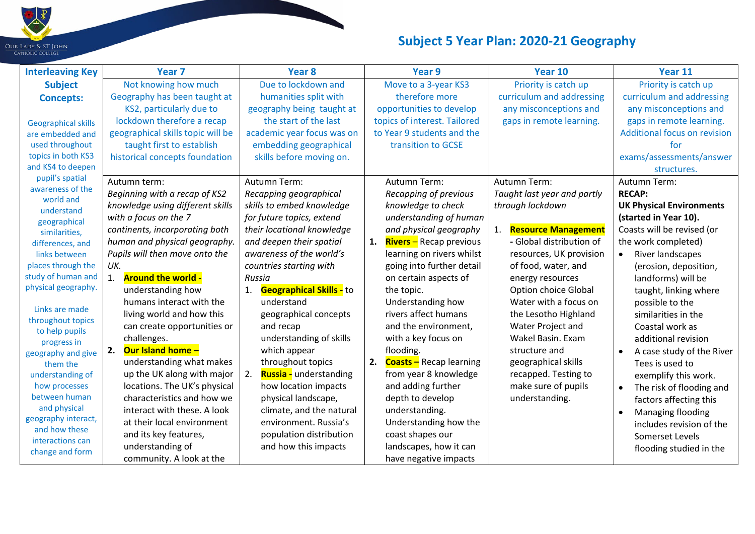Our Lady & St John Catholic College

# Subject 5 Year Plan: 2020-21 Geography

| Interleaving Key Subject Concepts: | Year 7 | Year 8 | Year 9 | Year 10 | Year 11 |
|---|---|---|---|---|---|
| Geographical skills are embedded and used throughout topics in both KS3 and KS4 to deepen pupil's spatial awareness of the world and understand geographical similarities, differences, and links between places through the study of human and physical geography.<br><br>Links are made throughout topics to help pupils progress in geography and give them the understanding of how processes between human and physical geography interact, and how these interactions can change and form | Not knowing how much Geography has been taught at KS2, particularly due to lockdown therefore a recap geographical skills topic will be taught first to establish historical concepts foundation | Due to lockdown and humanities split with geography being taught at the start of the last academic year focus was on embedding geographical skills before moving on. | Move to a 3-year KS3 therefore more opportunities to develop topics of interest. Tailored to Year 9 students and the transition to GCSE | Priority is catch up curriculum and addressing any misconceptions and gaps in remote learning. | Priority is catch up curriculum and addressing any misconceptions and gaps in remote learning. Additional focus on revision for exams/assessments/answer structures. |
| | Autumn term:<br>*Beginning with a recap of KS2 knowledge using different skills with a focus on the 7 continents, incorporating both human and physical geography. Pupils will then move onto the UK.*<br>1. **Around the world -** understanding how humans interact with the living world and how this can create opportunities or challenges.<br>2. **Our Island home –** understanding what makes up the UK along with major locations. The UK's physical characteristics and how we interact with these. A look at their local environment and its key features, understanding of community. A look at the | Autumn Term:<br>*Recapping geographical skills to embed knowledge for future topics, extend their locational knowledge and deepen their spatial awareness of the world's countries starting with Russia*<br>1. **Geographical Skills -** to understand geographical concepts and recap understanding of skills which appear throughout topics<br>2. **Russia -** understanding how location impacts physical landscape, climate, and the natural environment. Russia's population distribution and how this impacts | Autumn Term:<br>*Recapping of previous knowledge to check understanding of human and physical geography*<br>1. **Rivers –** Recap previous learning on rivers whilst going into further detail on certain aspects of the topic. Understanding how rivers affect humans and the environment, with a key focus on flooding.<br>2. **Coasts –** Recap learning from year 8 knowledge and adding further depth to develop understanding. Understanding how the coast shapes our landscapes, how it can have negative impacts | Autumn Term:<br>*Taught last year and partly through lockdown*<br>1. **Resource Management** - Global distribution of resources, UK provision of food, water, and energy resources Option choice Global Water with a focus on the Lesotho Highland Water Project and Wakel Basin. Exam structure and geographical skills recapped. Testing to make sure of pupils understanding. | Autumn Term:<br>**RECAP:**<br>**UK Physical Environments (started in Year 10).**<br>Coasts will be revised (or the work completed)<br>• River landscapes (erosion, deposition, landforms) will be taught, linking where possible to the similarities in the Coastal work as additional revision<br>• A case study of the River Tees is used to exemplify this work.<br>• The risk of flooding and factors affecting this<br>• Managing flooding includes revision of the Somerset Levels flooding studied in the |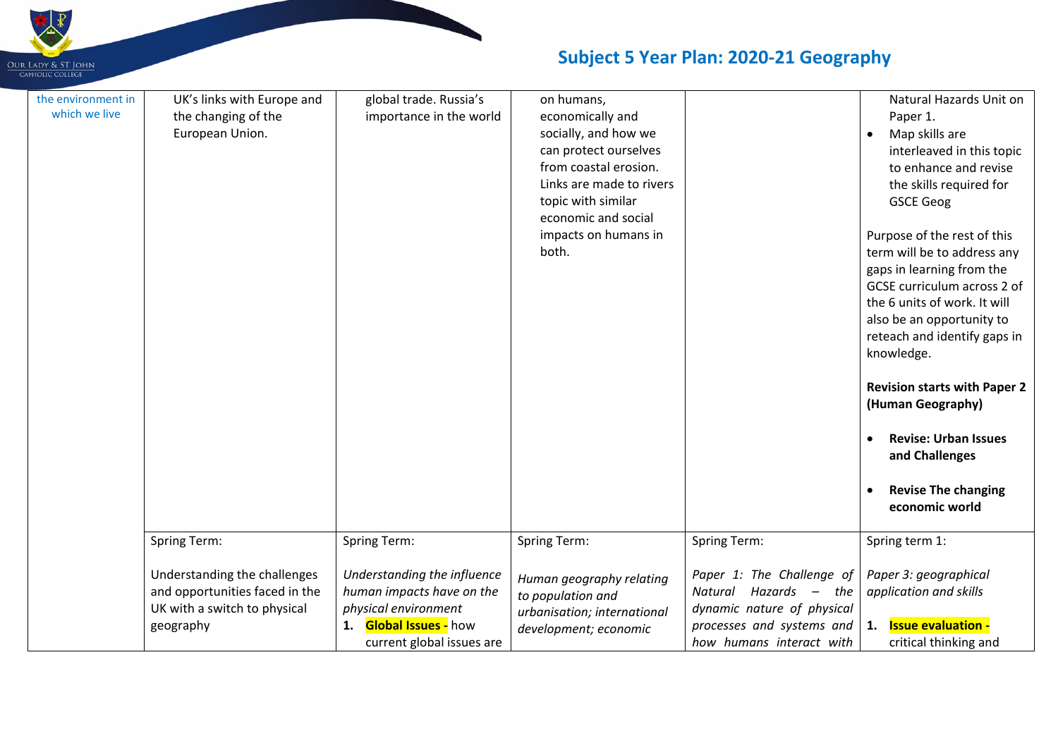# Subject 5 Year Plan: 2020-21 Geography

| | | | | | |
|---|---|---|---|---|---|
| the environment in which we live | UK's links with Europe and the changing of the European Union. | global trade. Russia's importance in the world | on humans, economically and socially, and how we can protect ourselves from coastal erosion. Links are made to rivers topic with similar economic and social impacts on humans in both. | | Natural Hazards Unit on Paper 1.<br>• Map skills are interleaved in this topic to enhance and revise the skills required for GSCE Geog<br><br>Purpose of the rest of this term will be to address any gaps in learning from the GCSE curriculum across 2 of the 6 units of work. It will also be an opportunity to reteach and identify gaps in knowledge.<br><br>**Revision starts with Paper 2 (Human Geography)**<br><br>• **Revise: Urban Issues and Challenges**<br><br>• **Revise The changing economic world** |
| | Spring Term:<br><br>Understanding the challenges and opportunities faced in the UK with a switch to physical geography | Spring Term:<br><br>*Understanding the influence human impacts have on the physical environment*<br>1. **Global Issues -** how current global issues are | Spring Term:<br><br>*Human geography relating to population and urbanisation; international development; economic* | Spring Term:<br><br>*Paper 1: The Challenge of Natural Hazards – the dynamic nature of physical processes and systems and how humans interact with* | Spring term 1:<br><br>*Paper 3: geographical application and skills*<br><br>1. **Issue evaluation -** critical thinking and |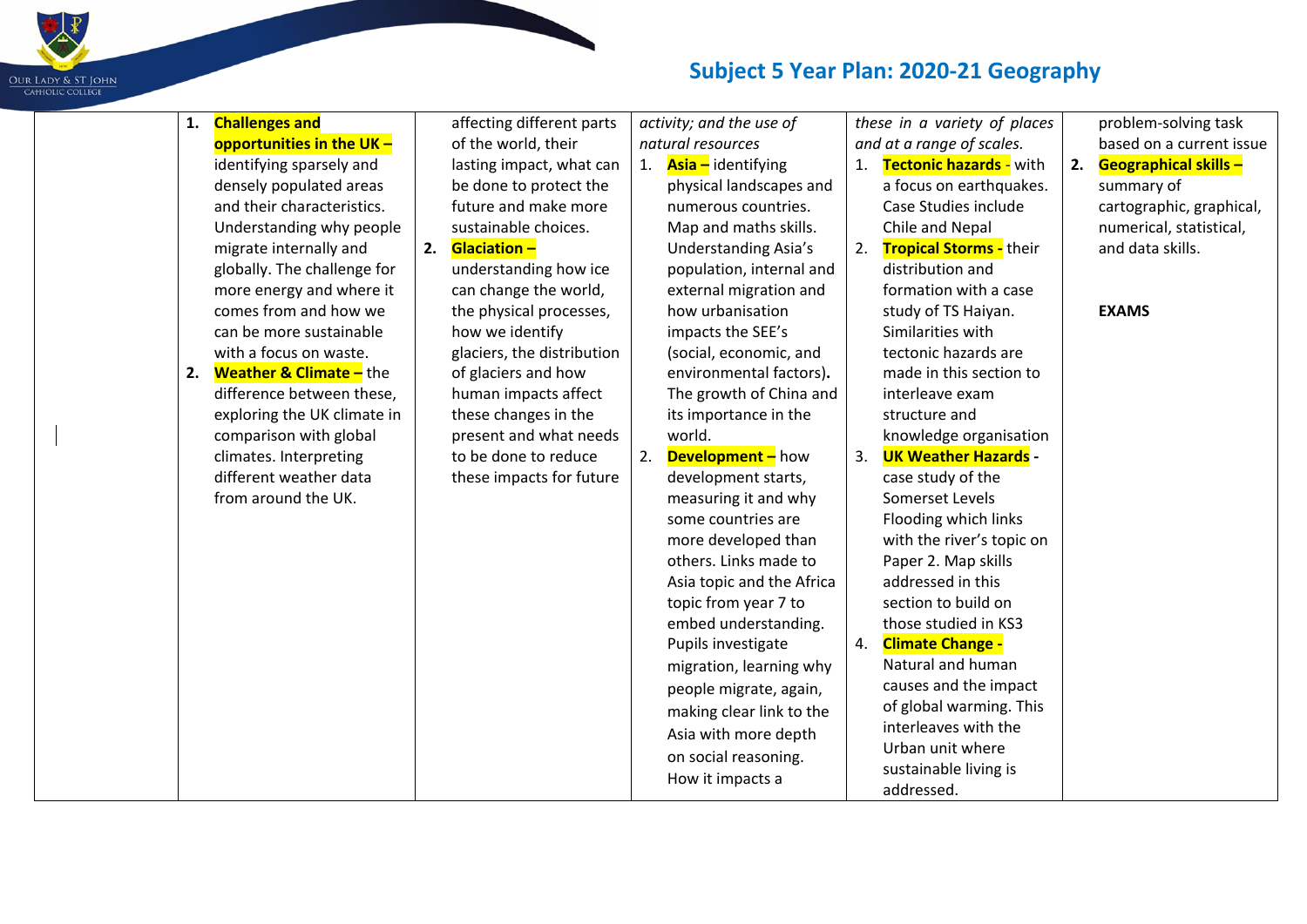# Subject 5 Year Plan: 2020-21 Geography

| | | | | | |
|---|---|---|---|---|---|
| | 1. **Challenges and opportunities in the UK –** identifying sparsely and densely populated areas and their characteristics. Understanding why people migrate internally and globally. The challenge for more energy and where it comes from and how we can be more sustainable with a focus on waste.<br>2. **Weather & Climate –** the difference between these, exploring the UK climate in comparison with global climates. Interpreting different weather data from around the UK. | affecting different parts of the world, their lasting impact, what can be done to protect the future and make more sustainable choices.<br>2. **Glaciation –** understanding how ice can change the world, the physical processes, how we identify glaciers, the distribution of glaciers and how human impacts affect these changes in the present and what needs to be done to reduce these impacts for future | *activity; and the use of natural resources*<br>1. **Asia –** identifying physical landscapes and numerous countries. Map and maths skills. Understanding Asia's population, internal and external migration and how urbanisation impacts the SEE's (social, economic, and environmental factors). The growth of China and its importance in the world.<br>2. **Development –** how development starts, measuring it and why some countries are more developed than others. Links made to Asia topic and the Africa topic from year 7 to embed understanding. Pupils investigate migration, learning why people migrate, again, making clear link to the Asia with more depth on social reasoning. How it impacts a | *these in a variety of places and at a range of scales.*<br>1. **Tectonic hazards** - with a focus on earthquakes. Case Studies include Chile and Nepal<br>2. **Tropical Storms -** their distribution and formation with a case study of TS Haiyan. Similarities with tectonic hazards are made in this section to interleave exam structure and knowledge organisation<br>3. **UK Weather Hazards** - case study of the Somerset Levels Flooding which links with the river's topic on Paper 2. Map skills addressed in this section to build on those studied in KS3<br>4. **Climate Change -** Natural and human causes and the impact of global warming. This interleaves with the Urban unit where sustainable living is addressed. | problem-solving task based on a current issue<br>2. **Geographical skills –** summary of cartographic, graphical, numerical, statistical, and data skills.<br><br>**EXAMS** |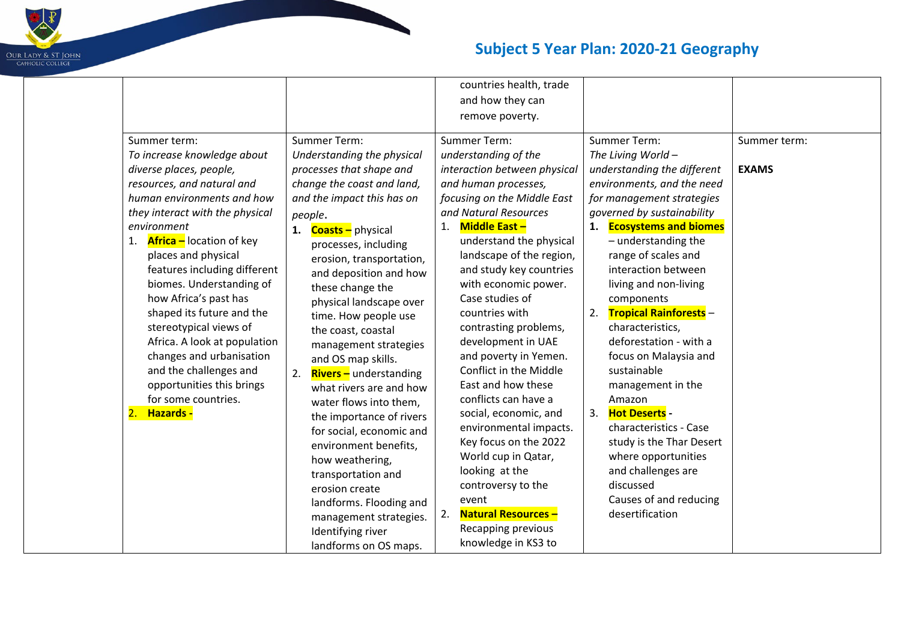# Subject 5 Year Plan: 2020-21 Geography

| | | | | | |
|---|---|---|---|---|---|
| | | | countries health, trade and how they can remove poverty. | | |
| | Summer term:<br>*To increase knowledge about diverse places, people, resources, and natural and human environments and how they interact with the physical environment*<br>1. **Africa –** location of key places and physical features including different biomes. Understanding of how Africa's past has shaped its future and the stereotypical views of Africa. A look at population changes and urbanisation and the challenges and opportunities this brings for some countries.<br>2. **Hazards -** | Summer Term:<br>*Understanding the physical processes that shape and change the coast and land, and the impact this has on people.*<br>1. **Coasts –** physical processes, including erosion, transportation, and deposition and how these change the physical landscape over time. How people use the coast, coastal management strategies and OS map skills.<br>2. **Rivers –** understanding what rivers are and how water flows into them, the importance of rivers for social, economic and environment benefits, how weathering, transportation and erosion create landforms. Flooding and management strategies. Identifying river landforms on OS maps. | Summer Term:<br>*understanding of the interaction between physical and human processes, focusing on the Middle East and Natural Resources*<br>1. **Middle East –** understand the physical landscape of the region, and study key countries with economic power. Case studies of countries with contrasting problems, development in UAE and poverty in Yemen. Conflict in the Middle East and how these conflicts can have a social, economic, and environmental impacts. Key focus on the 2022 World cup in Qatar, looking at the controversy to the event<br>2. **Natural Resources –** Recapping previous knowledge in KS3 to | Summer Term:<br>*The Living World – understanding the different environments, and the need for management strategies governed by sustainability*<br>1. **Ecosystems and biomes** – understanding the range of scales and interaction between living and non-living components<br>2. **Tropical Rainforests** – characteristics, deforestation - with a focus on Malaysia and sustainable management in the Amazon<br>3. **Hot Deserts** - characteristics - Case study is the Thar Desert where opportunities and challenges are discussed Causes of and reducing desertification | Summer term:<br><br>**EXAMS** |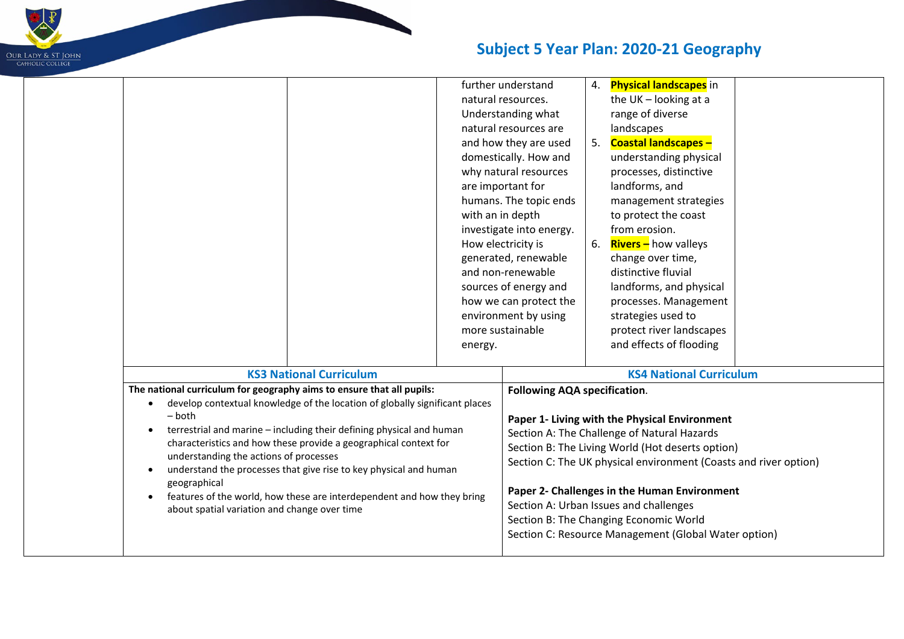# Subject 5 Year Plan: 2020-21 Geography

| | | | | | |
|---|---|---|---|---|---|
| | | | further understand natural resources. Understanding what natural resources are and how they are used domestically. How and why natural resources are important for humans. The topic ends with an in depth investigate into energy. How electricity is generated, renewable and non-renewable sources of energy and how we can protect the environment by using more sustainable energy. | 4. **Physical landscapes** in the UK – looking at a range of diverse landscapes<br>5. **Coastal landscapes –** understanding physical processes, distinctive landforms, and management strategies to protect the coast from erosion.<br>6. **Rivers –** how valleys change over time, distinctive fluvial landforms, and physical processes. Management strategies used to protect river landscapes and effects of flooding | |

| KS3 National Curriculum | KS4 National Curriculum |
|---|---|
| **The national curriculum for geography aims to ensure that all pupils:**<br>• develop contextual knowledge of the location of globally significant places – both<br>• terrestrial and marine – including their defining physical and human characteristics and how these provide a geographical context for understanding the actions of processes<br>• understand the processes that give rise to key physical and human geographical<br>• features of the world, how these are interdependent and how they bring about spatial variation and change over time | **Following AQA specification**.<br><br>**Paper 1- Living with the Physical Environment**<br>Section A: The Challenge of Natural Hazards<br>Section B: The Living World (Hot deserts option)<br>Section C: The UK physical environment (Coasts and river option)<br><br>**Paper 2- Challenges in the Human Environment**<br>Section A: Urban Issues and challenges<br>Section B: The Changing Economic World<br>Section C: Resource Management (Global Water option) |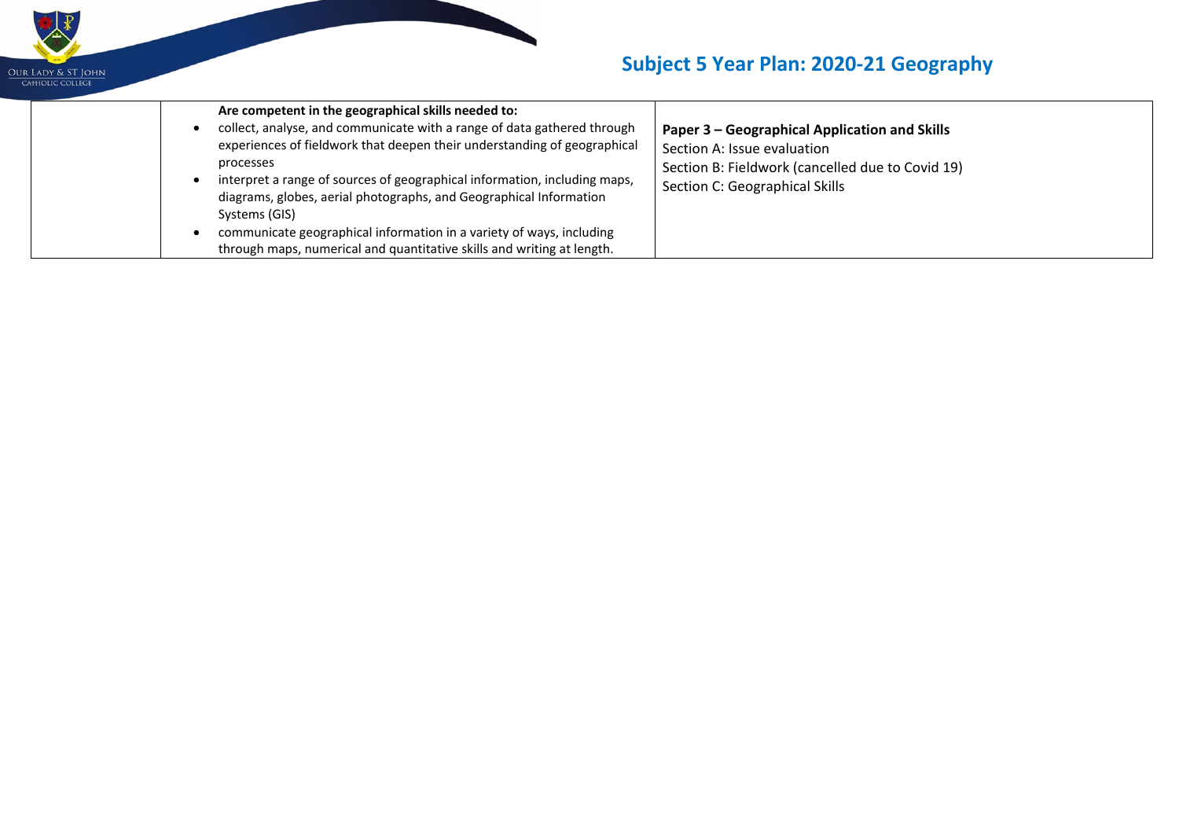| | | |
|---|---|---|
| | **Are competent in the geographical skills needed to:**<br>• collect, analyse, and communicate with a range of data gathered through experiences of fieldwork that deepen their understanding of geographical processes<br>• interpret a range of sources of geographical information, including maps, diagrams, globes, aerial photographs, and Geographical Information Systems (GIS)<br>• communicate geographical information in a variety of ways, including through maps, numerical and quantitative skills and writing at length. | **Paper 3 – Geographical Application and Skills**<br>Section A: Issue evaluation<br>Section B: Fieldwork (cancelled due to Covid 19)<br>Section C: Geographical Skills |